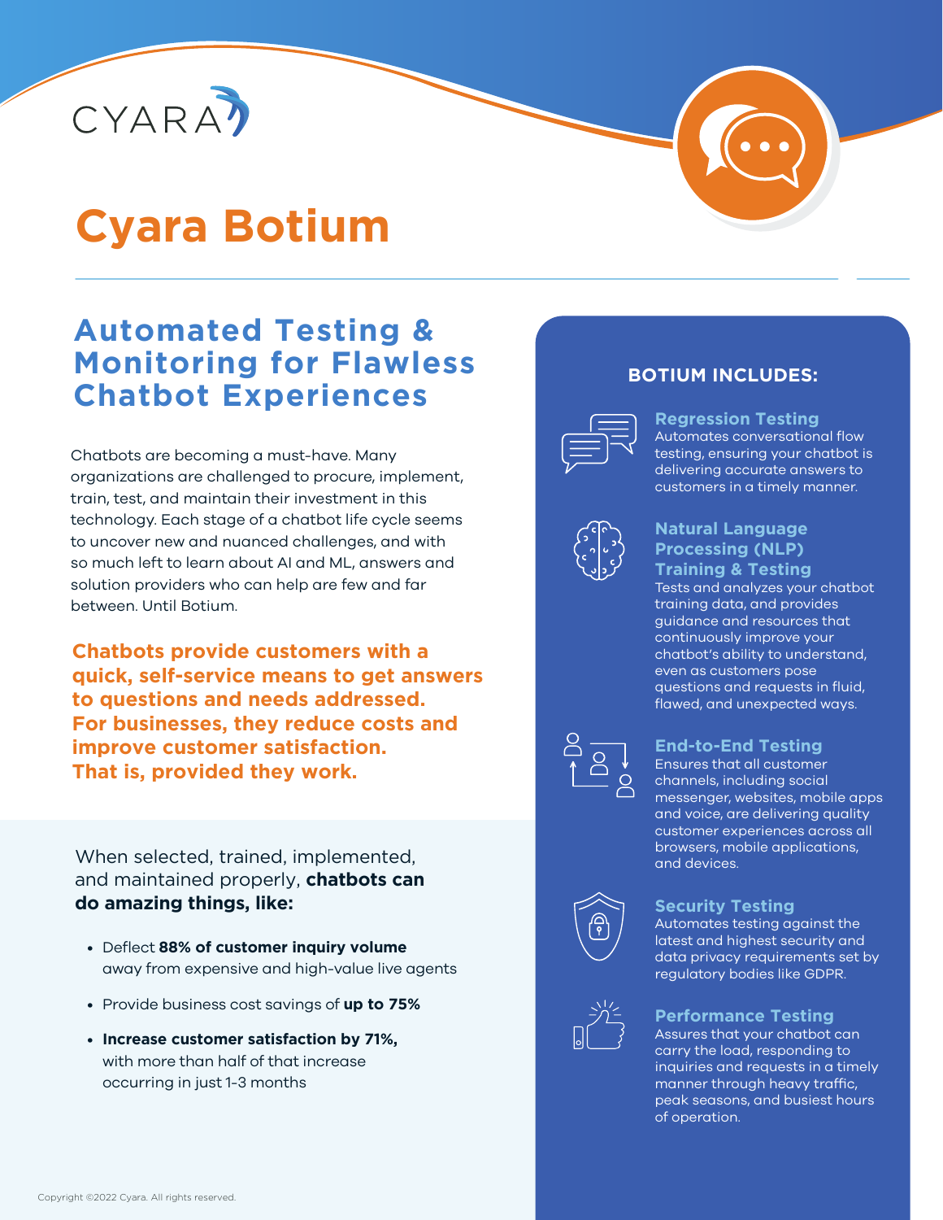CYARA

# Cyara Botium

## Automated Testing & Monitoring for Flawless Chatbot Experiences

Chatbots are becoming a must-have. Many organizations are challenged to procure, implement, train, test, and maintain their investment in this technology. Each stage of a chatbot life cycle seems to uncover new and nuanced challenges, and with so much left to learn about AI and ML, answers and solution providers who can help are few and far between. Until Botium.

**Chatbots provide customers with a quick, self-service means to get answers to questions and needs addressed. For businesses, they reduce costs and improve customer satisfaction. That is, provided they work.**

When selected, trained, implemented, and maintained properly, **chatbots can do amazing things, like:**

- Deflect **88% of customer inquiry volume** away from expensive and high-value live agents
- Provide business cost savings of **up to 75%**
- **Increase customer satisfaction by 71%,** with more than half of that increase occurring in just 1-3 months

### BOTIUM INCLUDES:

**Regression Testing**
Automates conversational flow testing, ensuring your chatbot is delivering accurate answers to customers in a timely manner.

**Natural Language Processing (NLP) Training & Testing**
Tests and analyzes your chatbot training data, and provides guidance and resources that continuously improve your chatbot's ability to understand, even as customers pose questions and requests in fluid, flawed, and unexpected ways.

**End-to-End Testing**
Ensures that all customer channels, including social messenger, websites, mobile apps and voice, are delivering quality customer experiences across all browsers, mobile applications, and devices.

**Security Testing**
Automates testing against the latest and highest security and data privacy requirements set by regulatory bodies like GDPR.

**Performance Testing**
Assures that your chatbot can carry the load, responding to inquiries and requests in a timely manner through heavy traffic, peak seasons, and busiest hours of operation.

Copyright ©2022 Cyara. All rights reserved.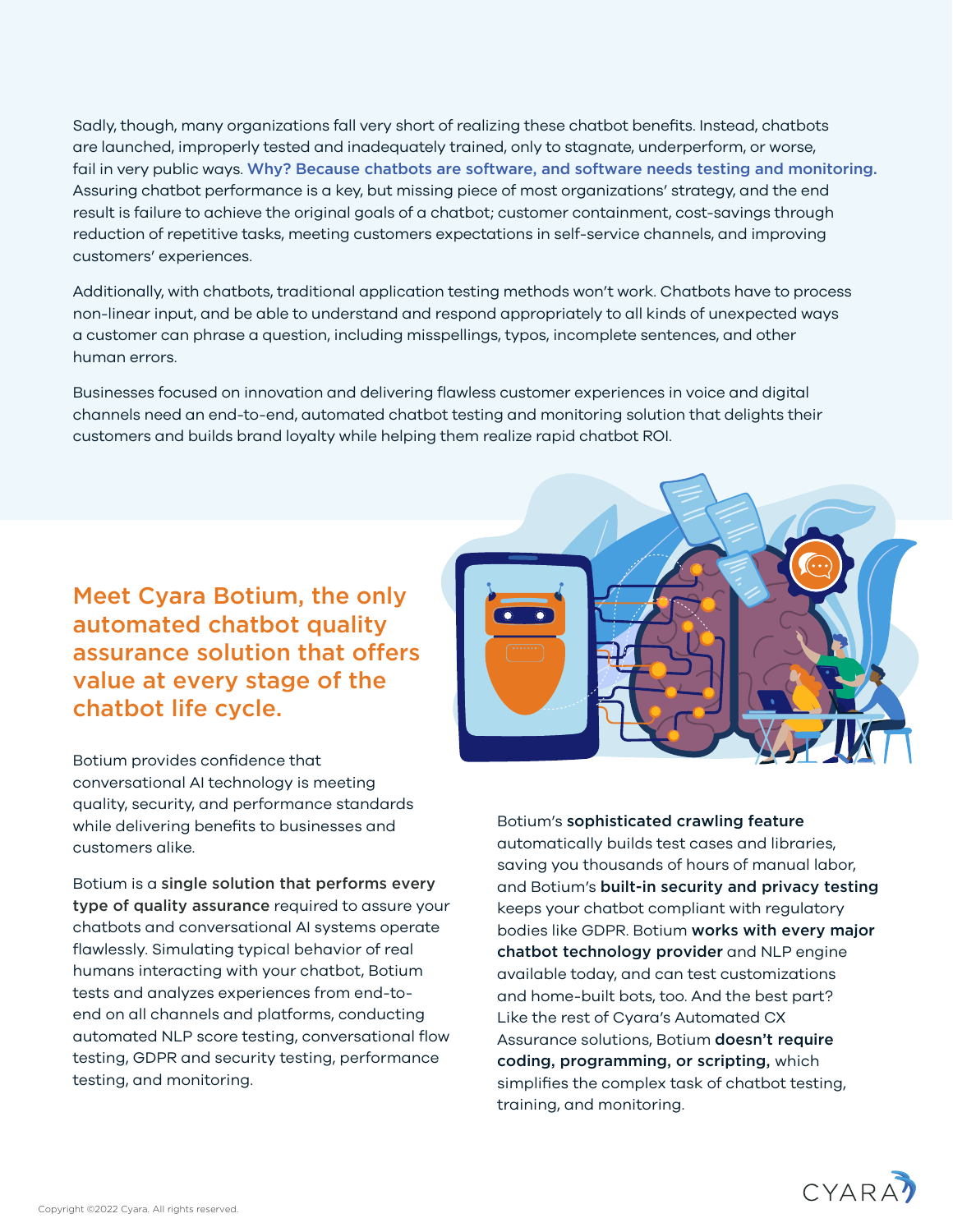Sadly, though, many organizations fall very short of realizing these chatbot benefits. Instead, chatbots are launched, improperly tested and inadequately trained, only to stagnate, underperform, or worse, fail in very public ways. **Why? Because chatbots are software, and software needs testing and monitoring.** Assuring chatbot performance is a key, but missing piece of most organizations' strategy, and the end result is failure to achieve the original goals of a chatbot; customer containment, cost-savings through reduction of repetitive tasks, meeting customers expectations in self-service channels, and improving customers' experiences.

Additionally, with chatbots, traditional application testing methods won't work. Chatbots have to process non-linear input, and be able to understand and respond appropriately to all kinds of unexpected ways a customer can phrase a question, including misspellings, typos, incomplete sentences, and other human errors.

Businesses focused on innovation and delivering flawless customer experiences in voice and digital channels need an end-to-end, automated chatbot testing and monitoring solution that delights their customers and builds brand loyalty while helping them realize rapid chatbot ROI.

## Meet Cyara Botium, the only automated chatbot quality assurance solution that offers value at every stage of the chatbot life cycle.

Botium provides confidence that conversational AI technology is meeting quality, security, and performance standards while delivering benefits to businesses and customers alike.

Botium is a **single solution that performs every type of quality assurance** required to assure your chatbots and conversational AI systems operate flawlessly. Simulating typical behavior of real humans interacting with your chatbot, Botium tests and analyzes experiences from end-to-end on all channels and platforms, conducting automated NLP score testing, conversational flow testing, GDPR and security testing, performance testing, and monitoring.

Botium's **sophisticated crawling feature** automatically builds test cases and libraries, saving you thousands of hours of manual labor, and Botium's **built-in security and privacy testing** keeps your chatbot compliant with regulatory bodies like GDPR. Botium **works with every major chatbot technology provider** and NLP engine available today, and can test customizations and home-built bots, too. And the best part? Like the rest of Cyara's Automated CX Assurance solutions, Botium **doesn't require coding, programming, or scripting,** which simplifies the complex task of chatbot testing, training, and monitoring.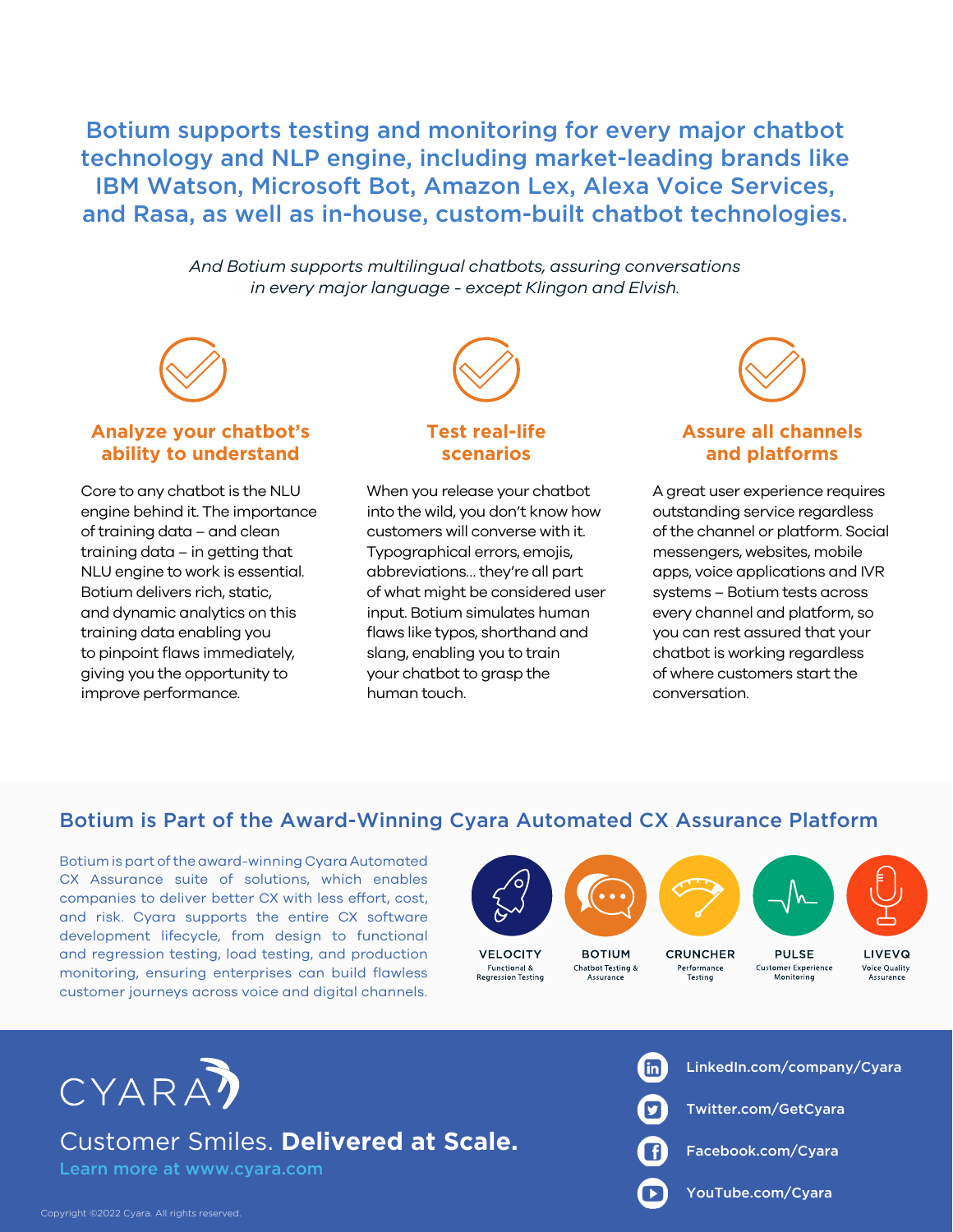## Botium supports testing and monitoring for every major chatbot technology and NLP engine, including market-leading brands like IBM Watson, Microsoft Bot, Amazon Lex, Alexa Voice Services, and Rasa, as well as in-house, custom-built chatbot technologies.

*And Botium supports multilingual chatbots, assuring conversations in every major language - except Klingon and Elvish.*

### Analyze your chatbot's ability to understand

Core to any chatbot is the NLU engine behind it. The importance of training data – and clean training data – in getting that NLU engine to work is essential. Botium delivers rich, static, and dynamic analytics on this training data enabling you to pinpoint flaws immediately, giving you the opportunity to improve performance.

### Test real-life scenarios

When you release your chatbot into the wild, you don't know how customers will converse with it. Typographical errors, emojis, abbreviations… they're all part of what might be considered user input. Botium simulates human flaws like typos, shorthand and slang, enabling you to train your chatbot to grasp the human touch.

### Assure all channels and platforms

A great user experience requires outstanding service regardless of the channel or platform. Social messengers, websites, mobile apps, voice applications and IVR systems – Botium tests across every channel and platform, so you can rest assured that your chatbot is working regardless of where customers start the conversation.

## Botium is Part of the Award-Winning Cyara Automated CX Assurance Platform

Botium is part of the award-winning Cyara Automated CX Assurance suite of solutions, which enables companies to deliver better CX with less effort, cost, and risk. Cyara supports the entire CX software development lifecycle, from design to functional and regression testing, load testing, and production monitoring, ensuring enterprises can build flawless customer journeys across voice and digital channels.

**VELOCITY** Functional & Regression Testing

**BOTIUM** Chatbot Testing & Assurance

**CRUNCHER** Performance Testing

**PULSE** Customer Experience Monitoring

**LIVEVQ** Voice Quality Assurance

CYARA

Customer Smiles. **Delivered at Scale.**

Learn more at www.cyara.com

LinkedIn.com/company/Cyara

Twitter.com/GetCyara

Facebook.com/Cyara

YouTube.com/Cyara

Copyright ©2022 Cyara. All rights reserved.